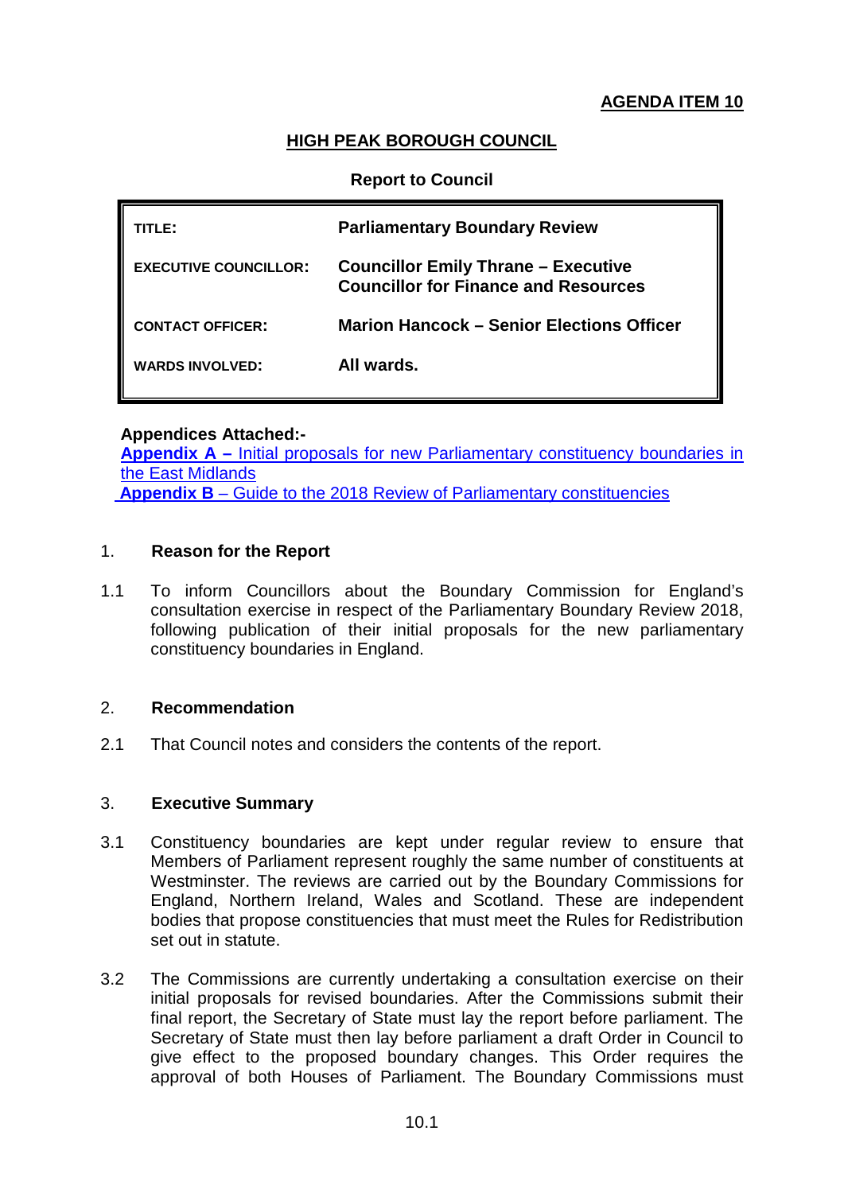**AGENDA ITEM 10**

# HIGH PEAK BOROUGH COUNCIL

**Report to Council**

| | |
|---|---|
| **TITLE:** | **Parliamentary Boundary Review** |
| **EXECUTIVE COUNCILLOR:** | **Councillor Emily Thrane – Executive Councillor for Finance and Resources** |
| **CONTACT OFFICER:** | **Marion Hancock – Senior Elections Officer** |
| **WARDS INVOLVED:** | **All wards.** |

**Appendices Attached:-**

**Appendix A –** Initial proposals for new Parliamentary constituency boundaries in the East Midlands

**Appendix B** – Guide to the 2018 Review of Parliamentary constituencies

## 1. Reason for the Report

1.1 To inform Councillors about the Boundary Commission for England's consultation exercise in respect of the Parliamentary Boundary Review 2018, following publication of their initial proposals for the new parliamentary constituency boundaries in England.

## 2. Recommendation

2.1 That Council notes and considers the contents of the report.

## 3. Executive Summary

3.1 Constituency boundaries are kept under regular review to ensure that Members of Parliament represent roughly the same number of constituents at Westminster. The reviews are carried out by the Boundary Commissions for England, Northern Ireland, Wales and Scotland. These are independent bodies that propose constituencies that must meet the Rules for Redistribution set out in statute.

3.2 The Commissions are currently undertaking a consultation exercise on their initial proposals for revised boundaries. After the Commissions submit their final report, the Secretary of State must lay the report before parliament. The Secretary of State must then lay before parliament a draft Order in Council to give effect to the proposed boundary changes. This Order requires the approval of both Houses of Parliament. The Boundary Commissions must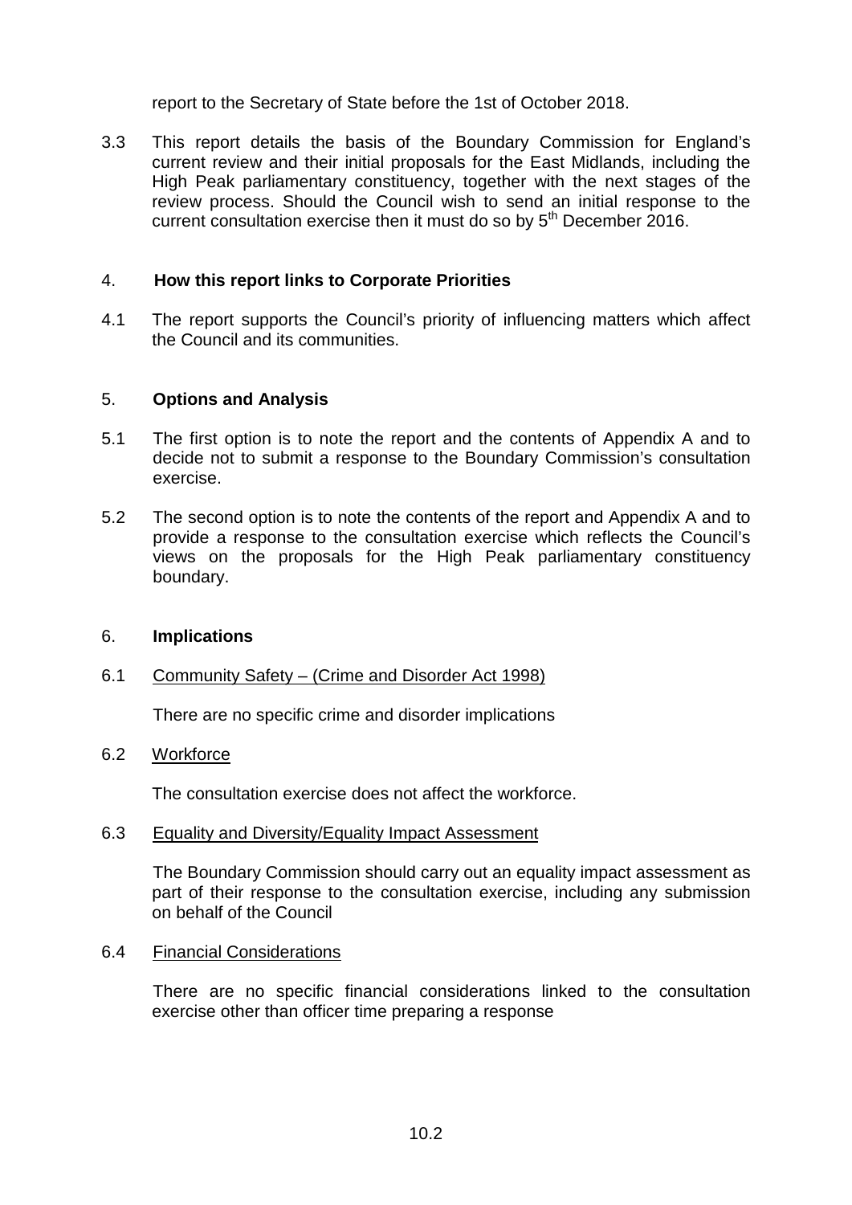report to the Secretary of State before the 1st of October 2018.

3.3 This report details the basis of the Boundary Commission for England's current review and their initial proposals for the East Midlands, including the High Peak parliamentary constituency, together with the next stages of the review process. Should the Council wish to send an initial response to the current consultation exercise then it must do so by 5th December 2016.

## 4. How this report links to Corporate Priorities

4.1 The report supports the Council's priority of influencing matters which affect the Council and its communities.

## 5. Options and Analysis

5.1 The first option is to note the report and the contents of Appendix A and to decide not to submit a response to the Boundary Commission's consultation exercise.

5.2 The second option is to note the contents of the report and Appendix A and to provide a response to the consultation exercise which reflects the Council's views on the proposals for the High Peak parliamentary constituency boundary.

## 6. Implications

6.1 Community Safety – (Crime and Disorder Act 1998)

There are no specific crime and disorder implications

6.2 Workforce

The consultation exercise does not affect the workforce.

6.3 Equality and Diversity/Equality Impact Assessment

The Boundary Commission should carry out an equality impact assessment as part of their response to the consultation exercise, including any submission on behalf of the Council

6.4 Financial Considerations

There are no specific financial considerations linked to the consultation exercise other than officer time preparing a response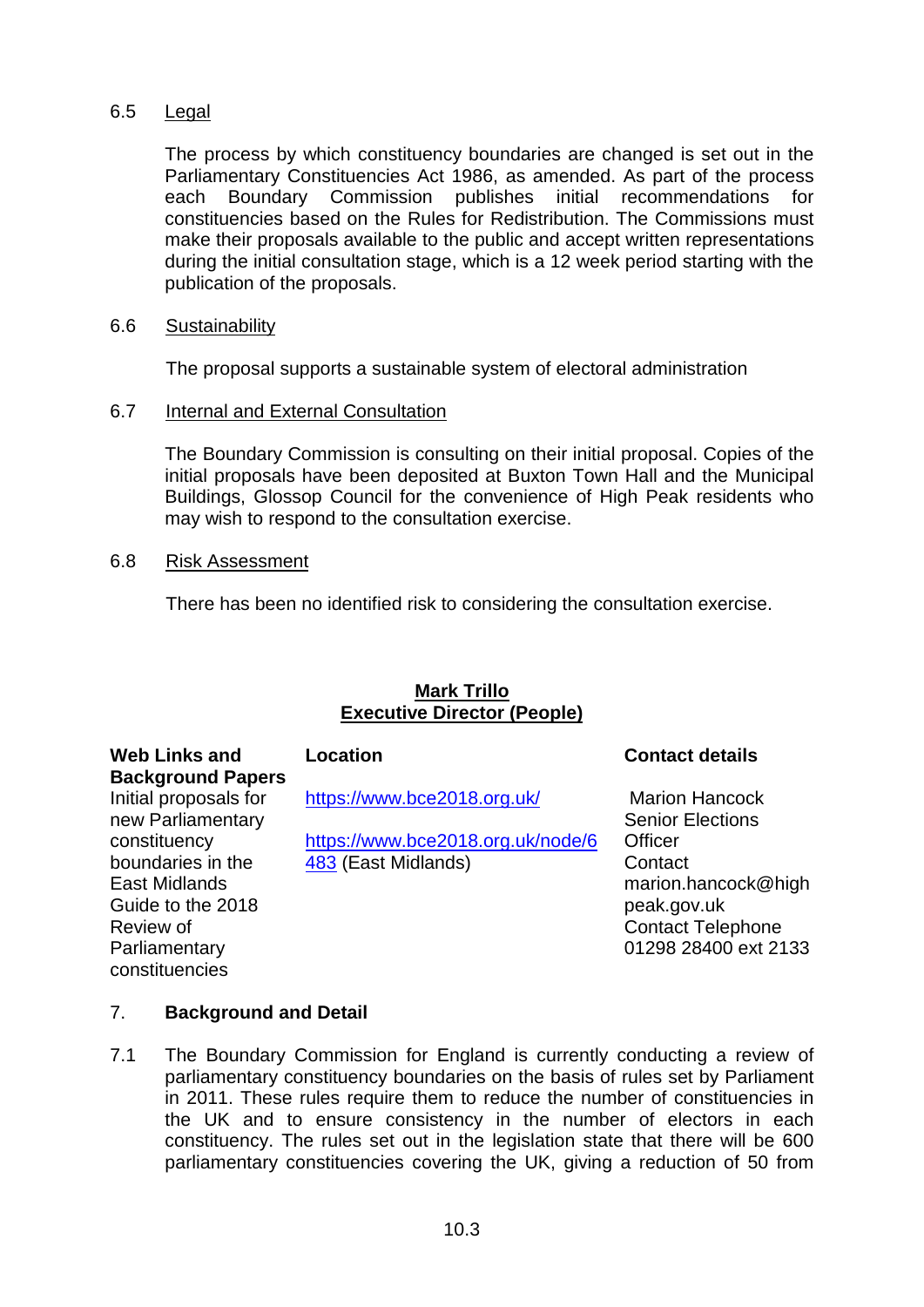6.5 Legal

The process by which constituency boundaries are changed is set out in the Parliamentary Constituencies Act 1986, as amended. As part of the process each Boundary Commission publishes initial recommendations for constituencies based on the Rules for Redistribution. The Commissions must make their proposals available to the public and accept written representations during the initial consultation stage, which is a 12 week period starting with the publication of the proposals.

6.6 Sustainability

The proposal supports a sustainable system of electoral administration

6.7 Internal and External Consultation

The Boundary Commission is consulting on their initial proposal. Copies of the initial proposals have been deposited at Buxton Town Hall and the Municipal Buildings, Glossop Council for the convenience of High Peak residents who may wish to respond to the consultation exercise.

6.8 Risk Assessment

There has been no identified risk to considering the consultation exercise.

**Mark Trillo**
**Executive Director (People)**

| Web Links and Background Papers | Location | Contact details |
| --- | --- | --- |
| Initial proposals for new Parliamentary constituency boundaries in the East Midlands Guide to the 2018 Review of Parliamentary constituencies | https://www.bce2018.org.uk/ https://www.bce2018.org.uk/node/6483 (East Midlands) | Marion Hancock Senior Elections Officer Contact marion.hancock@highpeak.gov.uk Contact Telephone 01298 28400 ext 2133 |

## 7. Background and Detail

7.1 The Boundary Commission for England is currently conducting a review of parliamentary constituency boundaries on the basis of rules set by Parliament in 2011. These rules require them to reduce the number of constituencies in the UK and to ensure consistency in the number of electors in each constituency. The rules set out in the legislation state that there will be 600 parliamentary constituencies covering the UK, giving a reduction of 50 from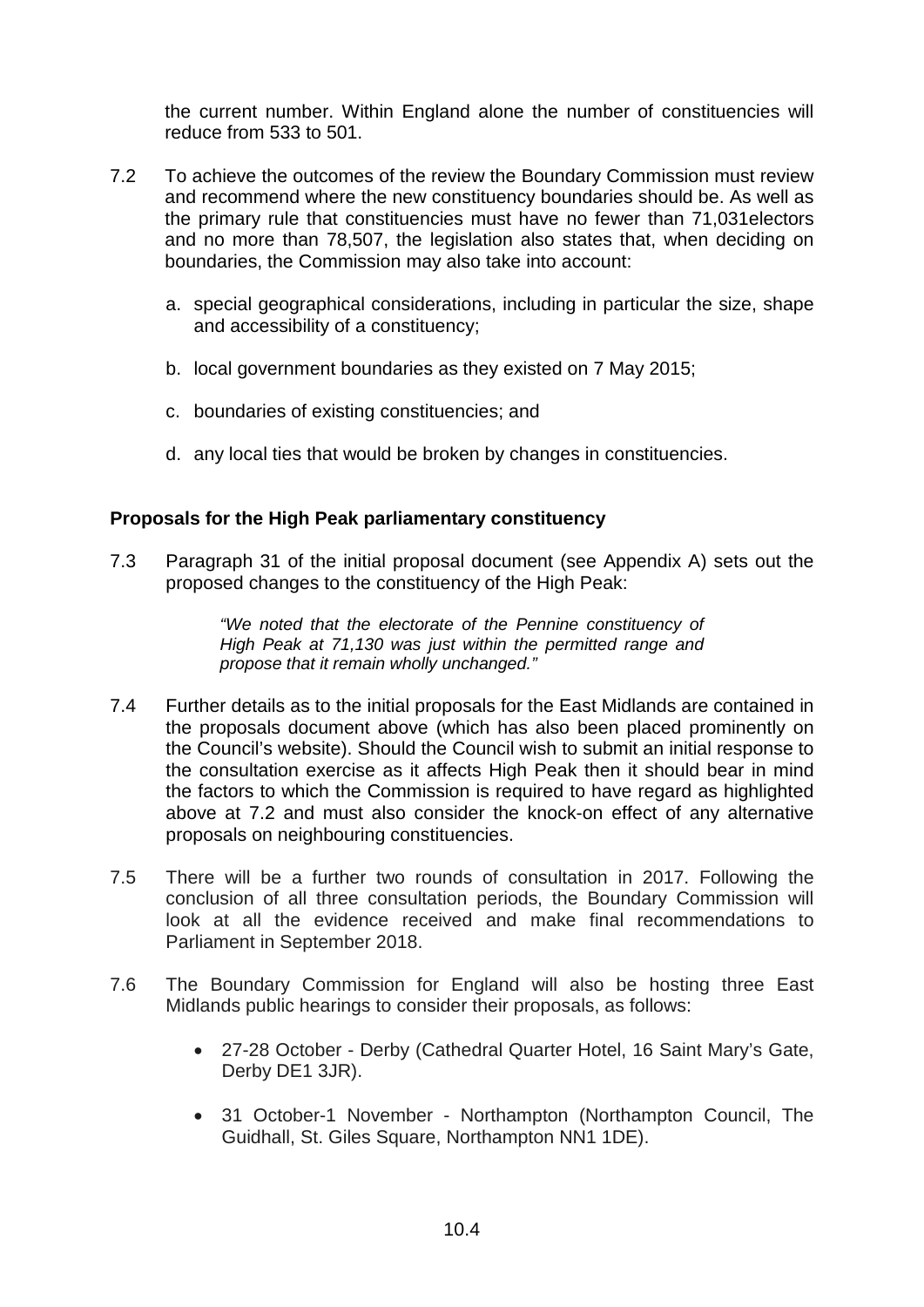the current number. Within England alone the number of constituencies will reduce from 533 to 501.

7.2 To achieve the outcomes of the review the Boundary Commission must review and recommend where the new constituency boundaries should be. As well as the primary rule that constituencies must have no fewer than 71,031electors and no more than 78,507, the legislation also states that, when deciding on boundaries, the Commission may also take into account:

a. special geographical considerations, including in particular the size, shape and accessibility of a constituency;

b. local government boundaries as they existed on 7 May 2015;

c. boundaries of existing constituencies; and

d. any local ties that would be broken by changes in constituencies.

**Proposals for the High Peak parliamentary constituency**

7.3 Paragraph 31 of the initial proposal document (see Appendix A) sets out the proposed changes to the constituency of the High Peak:

> *"We noted that the electorate of the Pennine constituency of High Peak at 71,130 was just within the permitted range and propose that it remain wholly unchanged."*

7.4 Further details as to the initial proposals for the East Midlands are contained in the proposals document above (which has also been placed prominently on the Council's website). Should the Council wish to submit an initial response to the consultation exercise as it affects High Peak then it should bear in mind the factors to which the Commission is required to have regard as highlighted above at 7.2 and must also consider the knock-on effect of any alternative proposals on neighbouring constituencies.

7.5 There will be a further two rounds of consultation in 2017. Following the conclusion of all three consultation periods, the Boundary Commission will look at all the evidence received and make final recommendations to Parliament in September 2018.

7.6 The Boundary Commission for England will also be hosting three East Midlands public hearings to consider their proposals, as follows:

- 27-28 October - Derby (Cathedral Quarter Hotel, 16 Saint Mary's Gate, Derby DE1 3JR).
- 31 October-1 November - Northampton (Northampton Council, The Guidhall, St. Giles Square, Northampton NN1 1DE).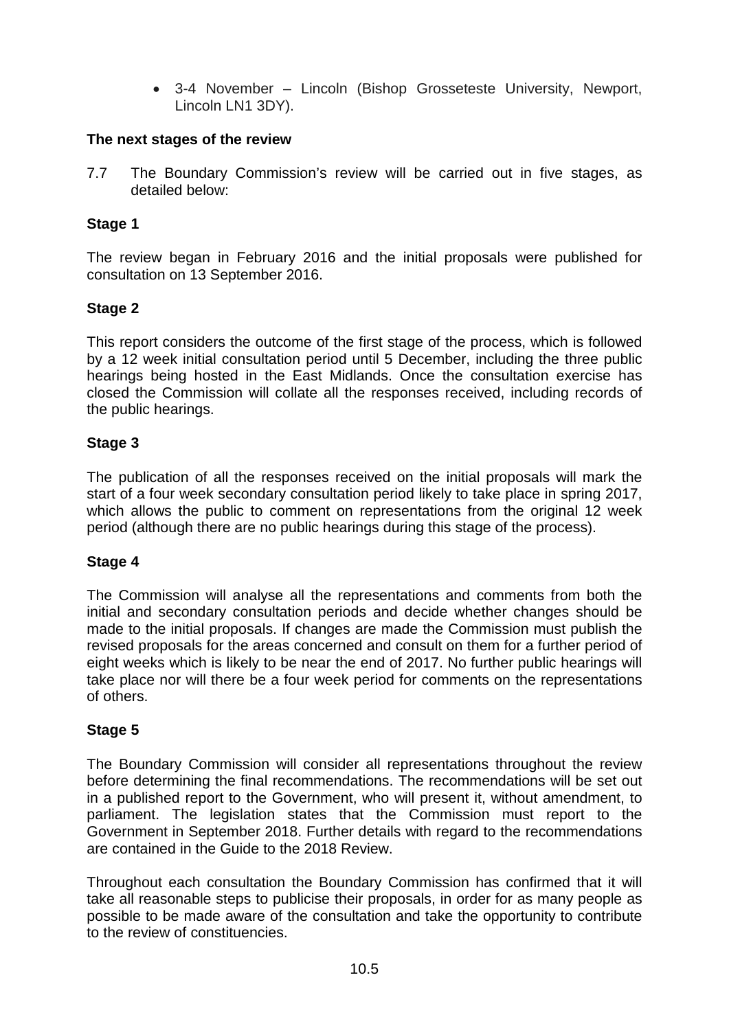- 3-4 November – Lincoln (Bishop Grosseteste University, Newport, Lincoln LN1 3DY).

**The next stages of the review**

7.7 The Boundary Commission's review will be carried out in five stages, as detailed below:

**Stage 1**

The review began in February 2016 and the initial proposals were published for consultation on 13 September 2016.

**Stage 2**

This report considers the outcome of the first stage of the process, which is followed by a 12 week initial consultation period until 5 December, including the three public hearings being hosted in the East Midlands. Once the consultation exercise has closed the Commission will collate all the responses received, including records of the public hearings.

**Stage 3**

The publication of all the responses received on the initial proposals will mark the start of a four week secondary consultation period likely to take place in spring 2017, which allows the public to comment on representations from the original 12 week period (although there are no public hearings during this stage of the process).

**Stage 4**

The Commission will analyse all the representations and comments from both the initial and secondary consultation periods and decide whether changes should be made to the initial proposals. If changes are made the Commission must publish the revised proposals for the areas concerned and consult on them for a further period of eight weeks which is likely to be near the end of 2017. No further public hearings will take place nor will there be a four week period for comments on the representations of others.

**Stage 5**

The Boundary Commission will consider all representations throughout the review before determining the final recommendations. The recommendations will be set out in a published report to the Government, who will present it, without amendment, to parliament. The legislation states that the Commission must report to the Government in September 2018. Further details with regard to the recommendations are contained in the Guide to the 2018 Review.

Throughout each consultation the Boundary Commission has confirmed that it will take all reasonable steps to publicise their proposals, in order for as many people as possible to be made aware of the consultation and take the opportunity to contribute to the review of constituencies.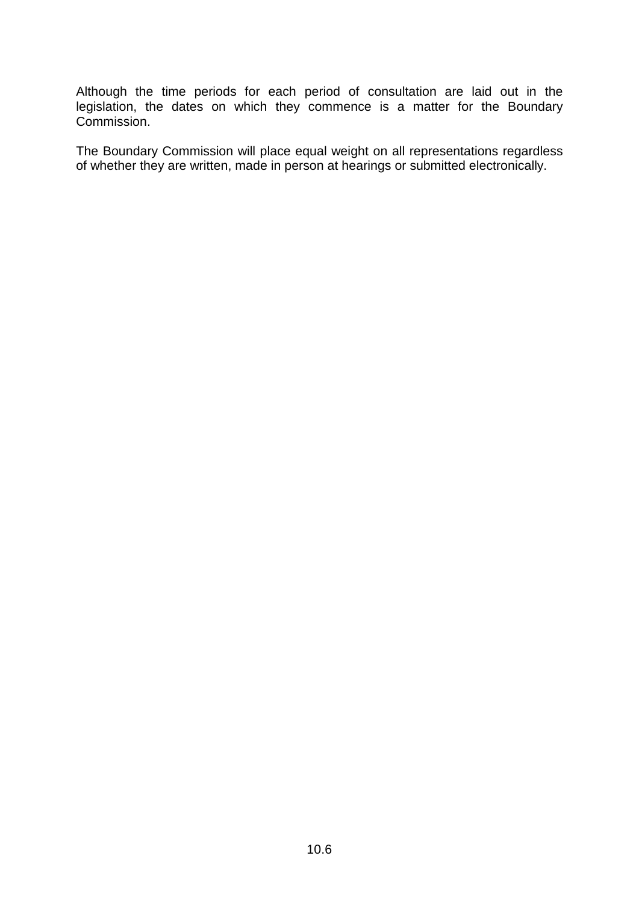Although the time periods for each period of consultation are laid out in the legislation, the dates on which they commence is a matter for the Boundary Commission.

The Boundary Commission will place equal weight on all representations regardless of whether they are written, made in person at hearings or submitted electronically.